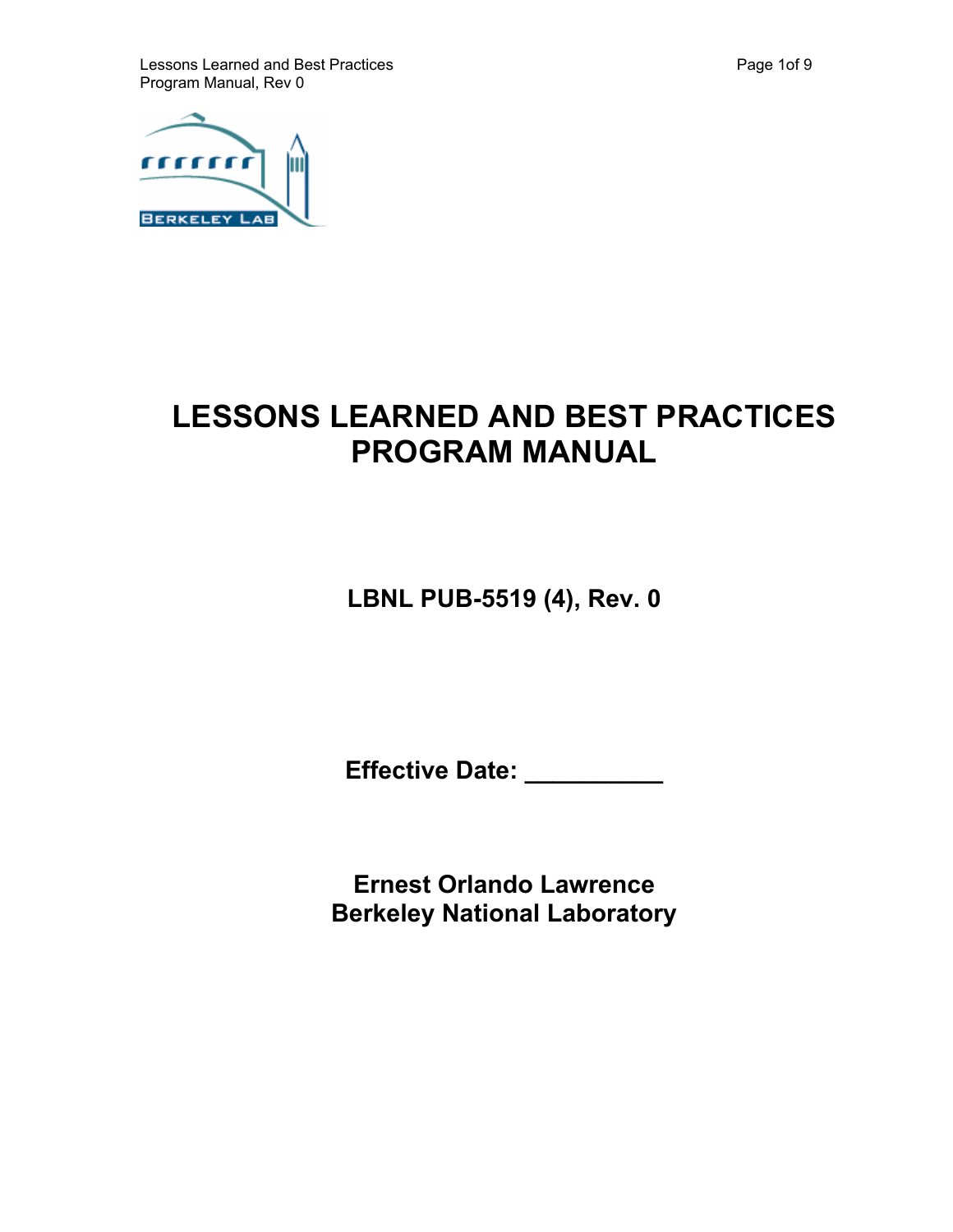# LESSONS LEARNED AND BEST PRACTICES PROGRAM MANUAL

**LBNL PUB-5519 (4), Rev. 0**

**Effective Date: __________**

**Ernest Orlando Lawrence Berkeley National Laboratory**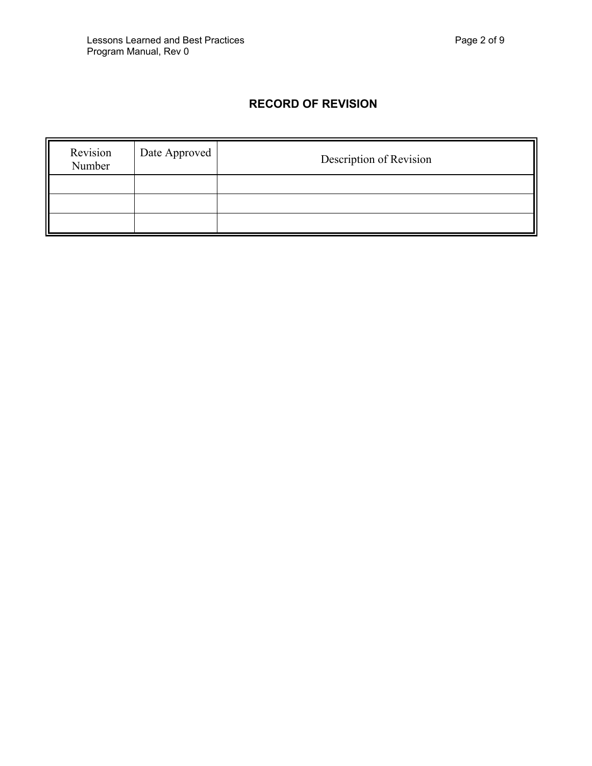## RECORD OF REVISION

| Revision Number | Date Approved | Description of Revision |
|---|---|---|
| | | |
| | | |
| | | |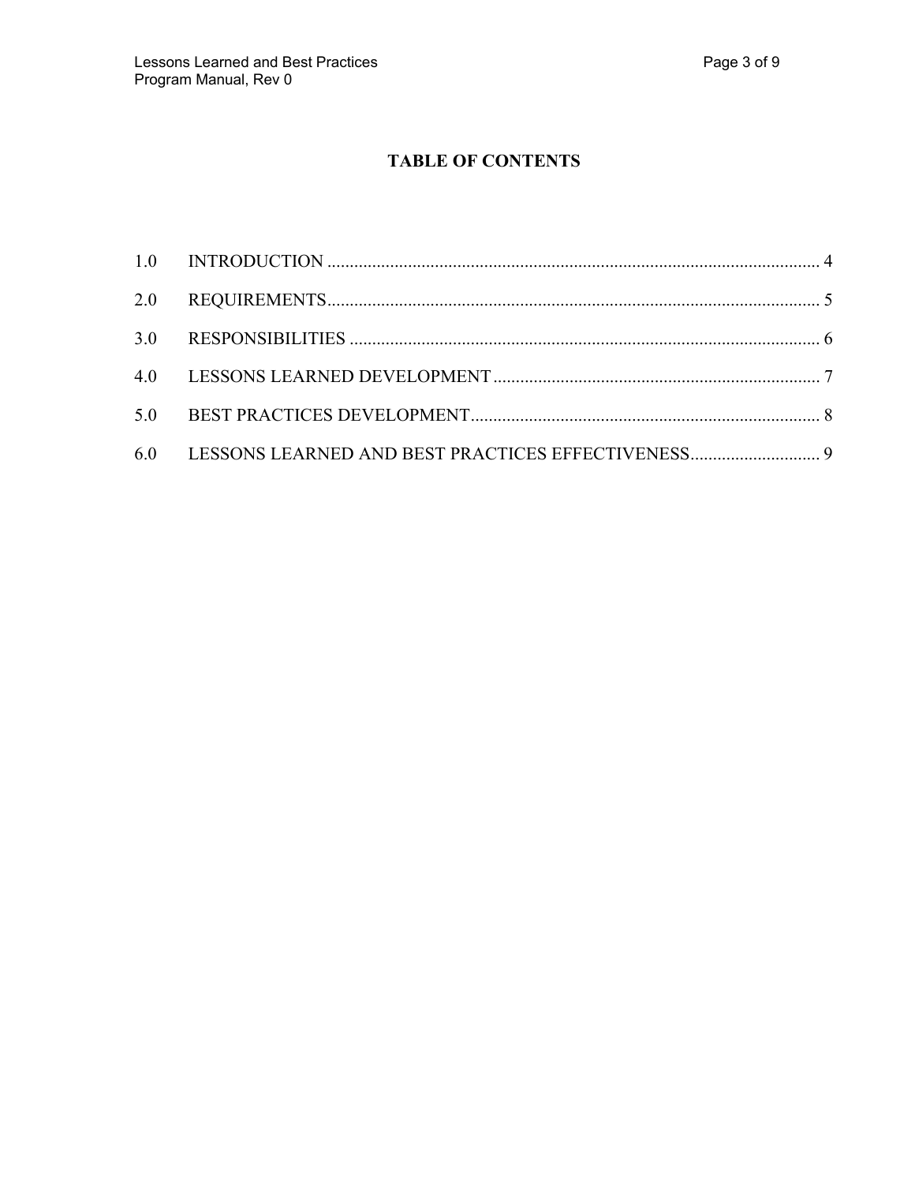# TABLE OF CONTENTS

1.0 INTRODUCTION .......... 4

2.0 REQUIREMENTS .......... 5

3.0 RESPONSIBILITIES .......... 6

4.0 LESSONS LEARNED DEVELOPMENT .......... 7

5.0 BEST PRACTICES DEVELOPMENT .......... 8

6.0 LESSONS LEARNED AND BEST PRACTICES EFFECTIVENESS .......... 9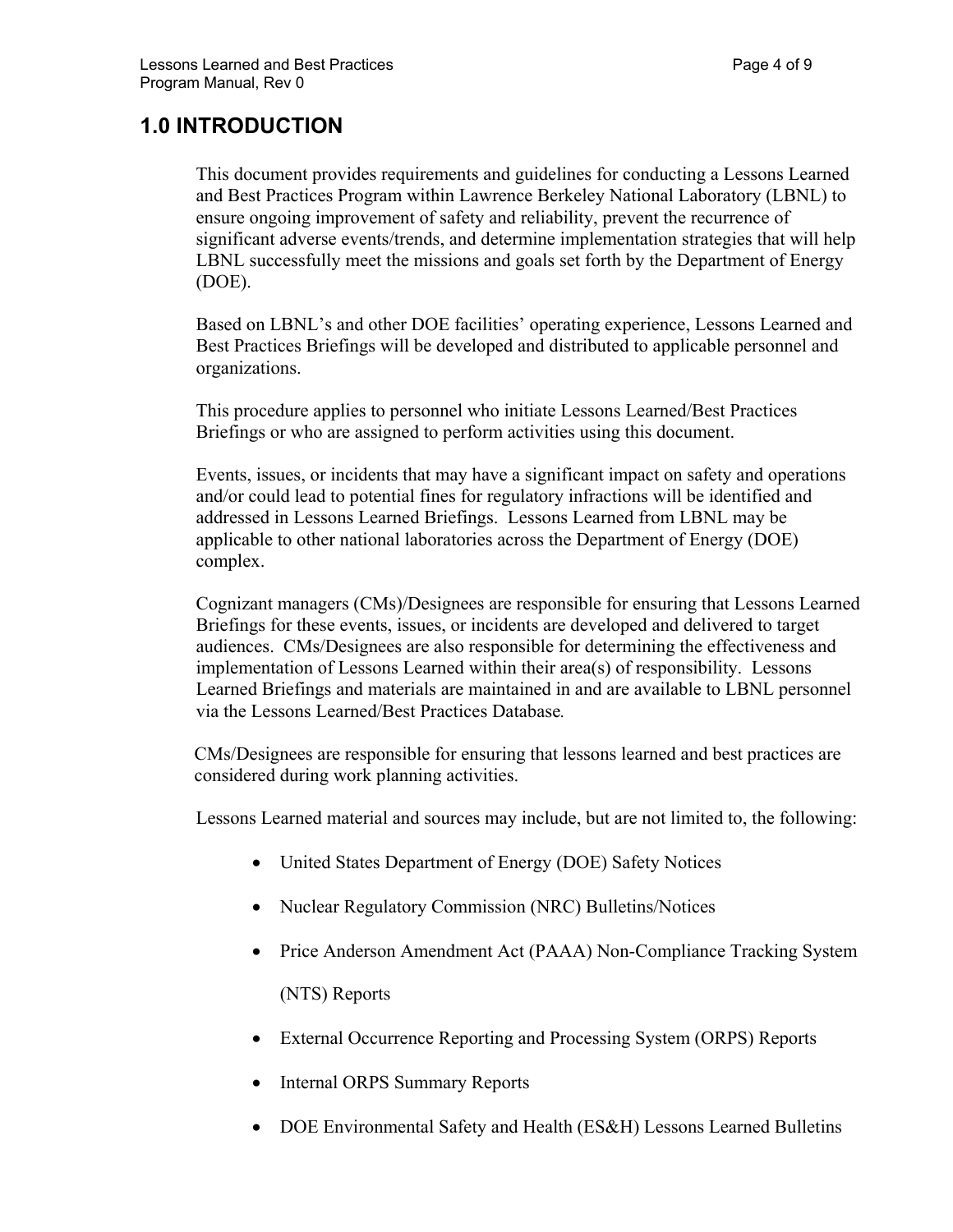# 1.0 INTRODUCTION

This document provides requirements and guidelines for conducting a Lessons Learned and Best Practices Program within Lawrence Berkeley National Laboratory (LBNL) to ensure ongoing improvement of safety and reliability, prevent the recurrence of significant adverse events/trends, and determine implementation strategies that will help LBNL successfully meet the missions and goals set forth by the Department of Energy (DOE).

Based on LBNL's and other DOE facilities' operating experience, Lessons Learned and Best Practices Briefings will be developed and distributed to applicable personnel and organizations.

This procedure applies to personnel who initiate Lessons Learned/Best Practices Briefings or who are assigned to perform activities using this document.

Events, issues, or incidents that may have a significant impact on safety and operations and/or could lead to potential fines for regulatory infractions will be identified and addressed in Lessons Learned Briefings. Lessons Learned from LBNL may be applicable to other national laboratories across the Department of Energy (DOE) complex.

Cognizant managers (CMs)/Designees are responsible for ensuring that Lessons Learned Briefings for these events, issues, or incidents are developed and delivered to target audiences. CMs/Designees are also responsible for determining the effectiveness and implementation of Lessons Learned within their area(s) of responsibility. Lessons Learned Briefings and materials are maintained in and are available to LBNL personnel via the Lessons Learned/Best Practices Database.

CMs/Designees are responsible for ensuring that lessons learned and best practices are considered during work planning activities.

Lessons Learned material and sources may include, but are not limited to, the following:

- United States Department of Energy (DOE) Safety Notices
- Nuclear Regulatory Commission (NRC) Bulletins/Notices
- Price Anderson Amendment Act (PAAA) Non-Compliance Tracking System (NTS) Reports
- External Occurrence Reporting and Processing System (ORPS) Reports
- Internal ORPS Summary Reports
- DOE Environmental Safety and Health (ES&H) Lessons Learned Bulletins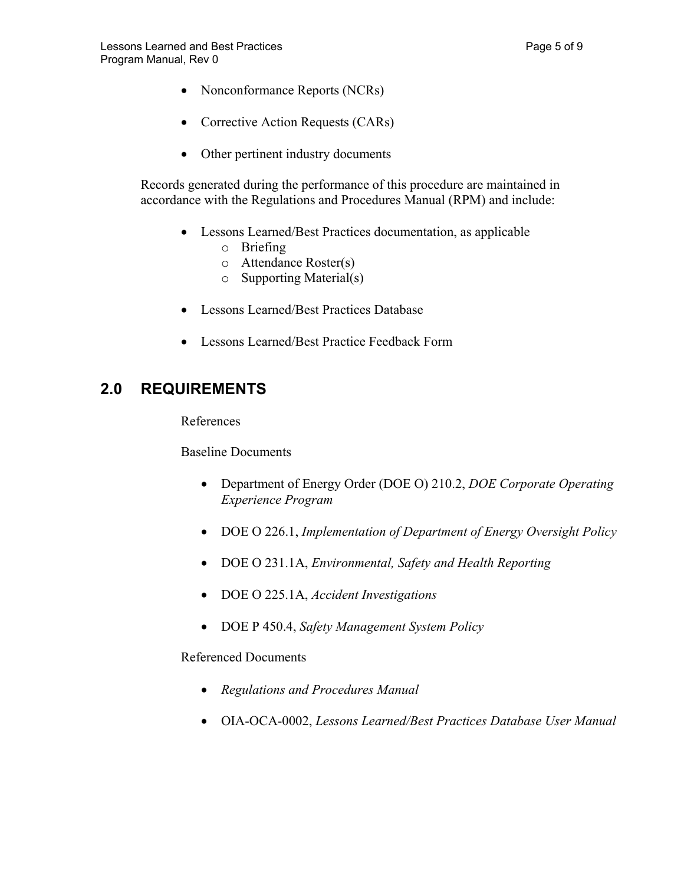- Nonconformance Reports (NCRs)
- Corrective Action Requests (CARs)
- Other pertinent industry documents

Records generated during the performance of this procedure are maintained in accordance with the Regulations and Procedures Manual (RPM) and include:

- Lessons Learned/Best Practices documentation, as applicable
  - Briefing
  - Attendance Roster(s)
  - Supporting Material(s)
- Lessons Learned/Best Practices Database
- Lessons Learned/Best Practice Feedback Form

## 2.0 REQUIREMENTS

References

Baseline Documents

- Department of Energy Order (DOE O) 210.2, *DOE Corporate Operating Experience Program*
- DOE O 226.1, *Implementation of Department of Energy Oversight Policy*
- DOE O 231.1A, *Environmental, Safety and Health Reporting*
- DOE O 225.1A, *Accident Investigations*
- DOE P 450.4, *Safety Management System Policy*

Referenced Documents

- *Regulations and Procedures Manual*
- OIA-OCA-0002, *Lessons Learned/Best Practices Database User Manual*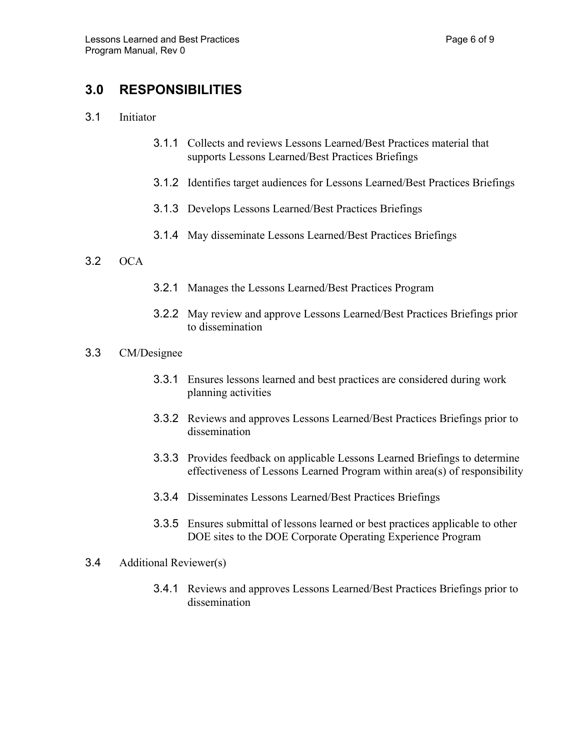## 3.0 RESPONSIBILITIES

3.1 Initiator

- 3.1.1 Collects and reviews Lessons Learned/Best Practices material that supports Lessons Learned/Best Practices Briefings
- 3.1.2 Identifies target audiences for Lessons Learned/Best Practices Briefings
- 3.1.3 Develops Lessons Learned/Best Practices Briefings
- 3.1.4 May disseminate Lessons Learned/Best Practices Briefings

3.2 OCA

- 3.2.1 Manages the Lessons Learned/Best Practices Program
- 3.2.2 May review and approve Lessons Learned/Best Practices Briefings prior to dissemination

3.3 CM/Designee

- 3.3.1 Ensures lessons learned and best practices are considered during work planning activities
- 3.3.2 Reviews and approves Lessons Learned/Best Practices Briefings prior to dissemination
- 3.3.3 Provides feedback on applicable Lessons Learned Briefings to determine effectiveness of Lessons Learned Program within area(s) of responsibility
- 3.3.4 Disseminates Lessons Learned/Best Practices Briefings
- 3.3.5 Ensures submittal of lessons learned or best practices applicable to other DOE sites to the DOE Corporate Operating Experience Program

3.4 Additional Reviewer(s)

- 3.4.1 Reviews and approves Lessons Learned/Best Practices Briefings prior to dissemination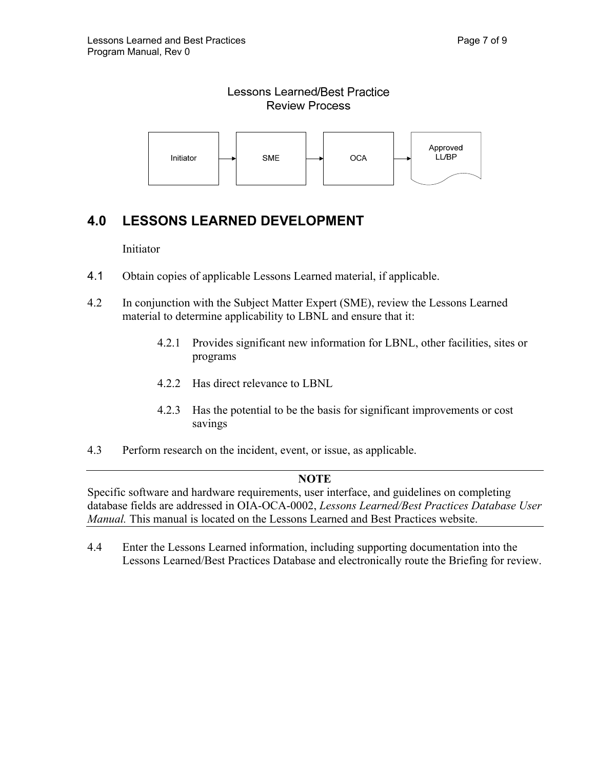Lessons Learned/Best Practice
Review Process

Initiator → SME → OCA → Approved LL/BP

## 4.0 LESSONS LEARNED DEVELOPMENT

Initiator

4.1 Obtain copies of applicable Lessons Learned material, if applicable.

4.2 In conjunction with the Subject Matter Expert (SME), review the Lessons Learned material to determine applicability to LBNL and ensure that it:

4.2.1 Provides significant new information for LBNL, other facilities, sites or programs

4.2.2 Has direct relevance to LBNL

4.2.3 Has the potential to be the basis for significant improvements or cost savings

4.3 Perform research on the incident, event, or issue, as applicable.

---

**NOTE**

Specific software and hardware requirements, user interface, and guidelines on completing database fields are addressed in OIA-OCA-0002, *Lessons Learned/Best Practices Database User Manual.* This manual is located on the Lessons Learned and Best Practices website.

---

4.4 Enter the Lessons Learned information, including supporting documentation into the Lessons Learned/Best Practices Database and electronically route the Briefing for review.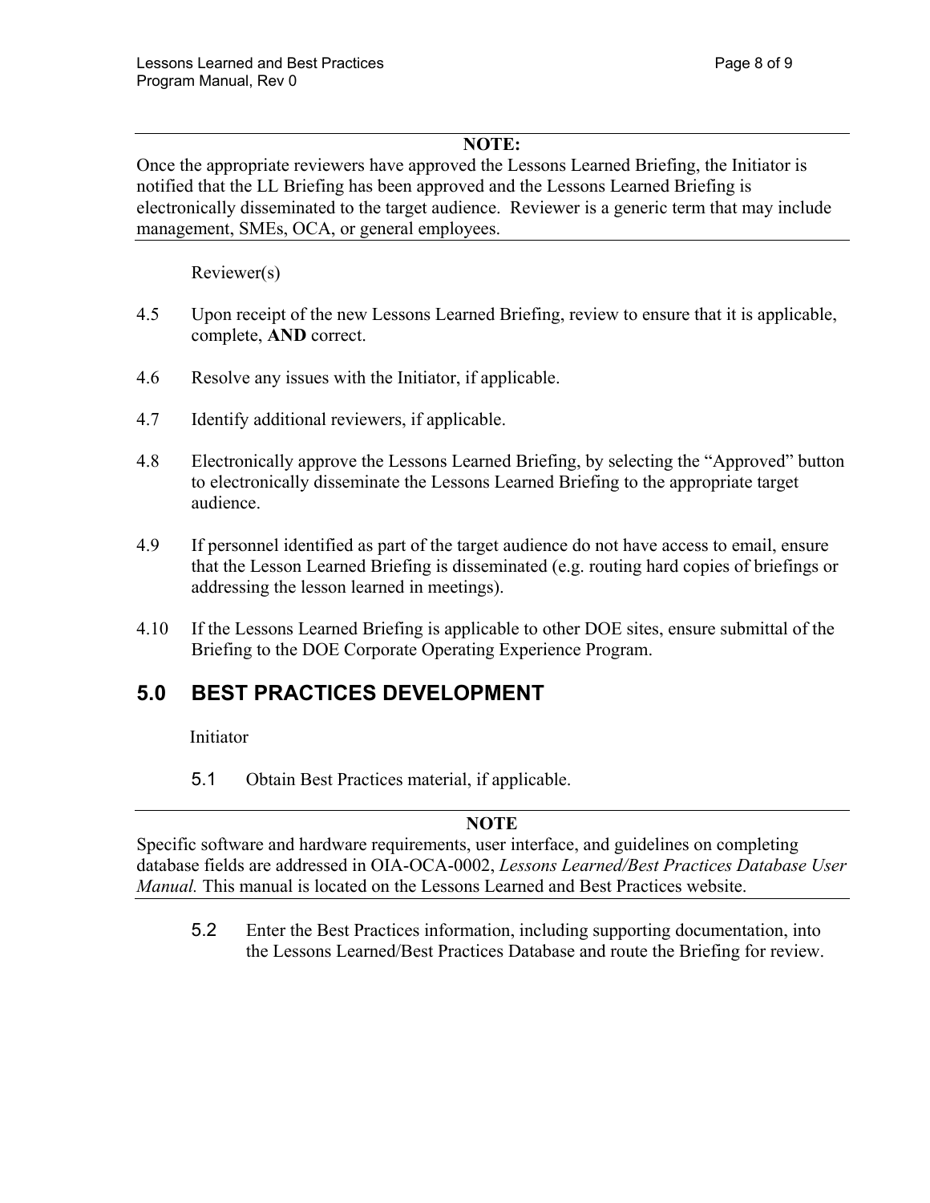**NOTE:**
Once the appropriate reviewers have approved the Lessons Learned Briefing, the Initiator is notified that the LL Briefing has been approved and the Lessons Learned Briefing is electronically disseminated to the target audience. Reviewer is a generic term that may include management, SMEs, OCA, or general employees.

Reviewer(s)

4.5 Upon receipt of the new Lessons Learned Briefing, review to ensure that it is applicable, complete, **AND** correct.

4.6 Resolve any issues with the Initiator, if applicable.

4.7 Identify additional reviewers, if applicable.

4.8 Electronically approve the Lessons Learned Briefing, by selecting the "Approved" button to electronically disseminate the Lessons Learned Briefing to the appropriate target audience.

4.9 If personnel identified as part of the target audience do not have access to email, ensure that the Lesson Learned Briefing is disseminated (e.g. routing hard copies of briefings or addressing the lesson learned in meetings).

4.10 If the Lessons Learned Briefing is applicable to other DOE sites, ensure submittal of the Briefing to the DOE Corporate Operating Experience Program.

## 5.0 BEST PRACTICES DEVELOPMENT

Initiator

5.1 Obtain Best Practices material, if applicable.

**NOTE**
Specific software and hardware requirements, user interface, and guidelines on completing database fields are addressed in OIA-OCA-0002, *Lessons Learned/Best Practices Database User Manual.* This manual is located on the Lessons Learned and Best Practices website.

5.2 Enter the Best Practices information, including supporting documentation, into the Lessons Learned/Best Practices Database and route the Briefing for review.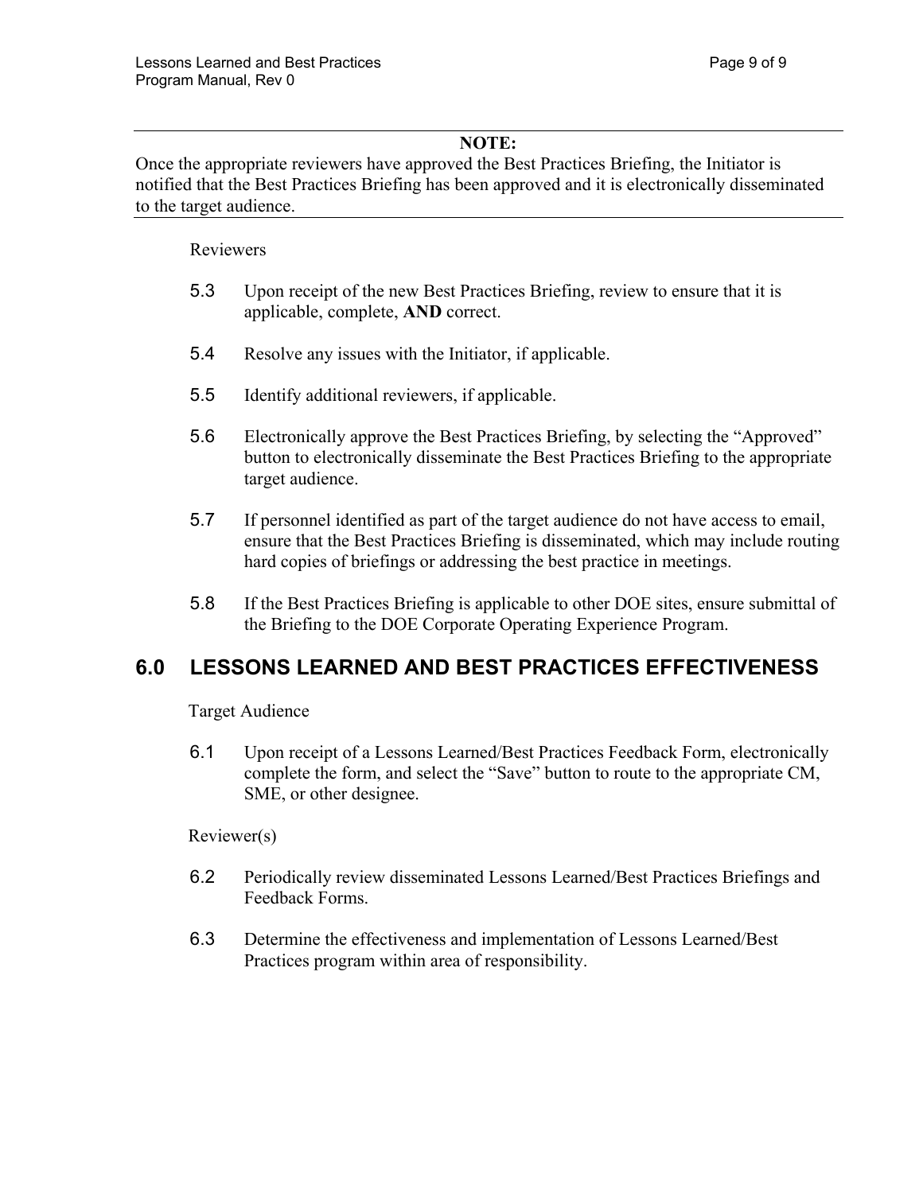**NOTE:**

Once the appropriate reviewers have approved the Best Practices Briefing, the Initiator is notified that the Best Practices Briefing has been approved and it is electronically disseminated to the target audience.

Reviewers

5.3 Upon receipt of the new Best Practices Briefing, review to ensure that it is applicable, complete, **AND** correct.

5.4 Resolve any issues with the Initiator, if applicable.

5.5 Identify additional reviewers, if applicable.

5.6 Electronically approve the Best Practices Briefing, by selecting the “Approved” button to electronically disseminate the Best Practices Briefing to the appropriate target audience.

5.7 If personnel identified as part of the target audience do not have access to email, ensure that the Best Practices Briefing is disseminated, which may include routing hard copies of briefings or addressing the best practice in meetings.

5.8 If the Best Practices Briefing is applicable to other DOE sites, ensure submittal of the Briefing to the DOE Corporate Operating Experience Program.

## 6.0 LESSONS LEARNED AND BEST PRACTICES EFFECTIVENESS

Target Audience

6.1 Upon receipt of a Lessons Learned/Best Practices Feedback Form, electronically complete the form, and select the “Save” button to route to the appropriate CM, SME, or other designee.

Reviewer(s)

6.2 Periodically review disseminated Lessons Learned/Best Practices Briefings and Feedback Forms.

6.3 Determine the effectiveness and implementation of Lessons Learned/Best Practices program within area of responsibility.